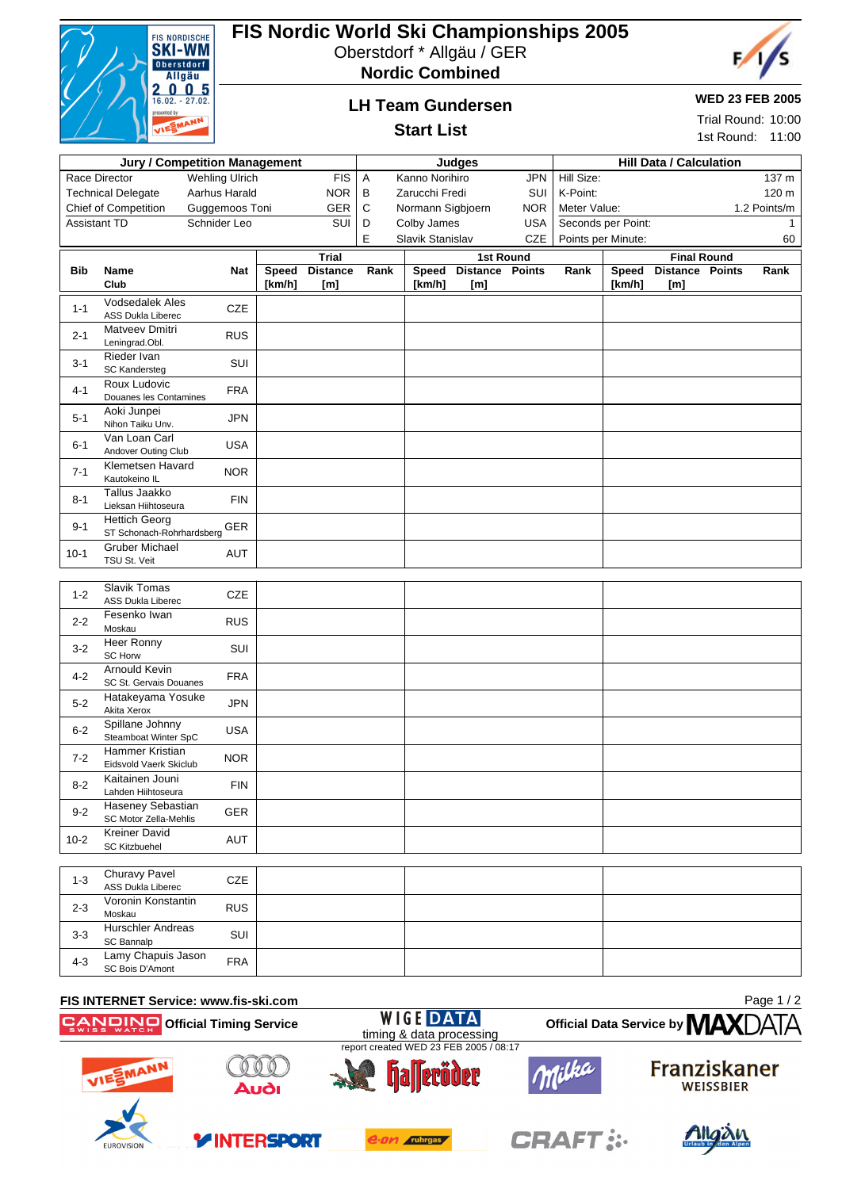# FIS Nordic World Ski Championships 2005

Oberstdorf * Allgäu / GER

**Nordic Combined**

## LH Team Gundersen

## Start List

**WED 23 FEB 2005**

Trial Round: 10:00

1st Round: 11:00

| Jury / Competition Management | | | Judges | | | Hill Data / Calculation | |
|---|---|---|---|---|---|---|---|
| Race Director | Wehling Ulrich | FIS | A | Kanno Norihiro | JPN | Hill Size: | 137 m |
| Technical Delegate | Aarhus Harald | NOR | B | Zarucchi Fredi | SUI | K-Point: | 120 m |
| Chief of Competition | Guggemoos Toni | GER | C | Normann Sigbjoern | NOR | Meter Value: | 1.2 Points/m |
| Assistant TD | Schnider Leo | SUI | D | Colby James | USA | Seconds per Point: | 1 |
| | | | E | Slavik Stanislav | CZE | Points per Minute: | 60 |

| Bib | Name / Club | Nat | Trial Speed [km/h] | Trial Distance [m] | Trial Rank | 1st Round Speed [km/h] | 1st Round Distance [m] | 1st Round Points | 1st Round Rank | Final Round Speed [km/h] | Final Round Distance [m] | Final Round Points | Final Round Rank |
|---|---|---|---|---|---|---|---|---|---|---|---|---|---|
| 1-1 | Vodsedalek Ales<br>ASS Dukla Liberec | CZE | | | | | | | | | | | |
| 2-1 | Matveev Dmitri<br>Leningrad.Obl. | RUS | | | | | | | | | | | |
| 3-1 | Rieder Ivan<br>SC Kandersteg | SUI | | | | | | | | | | | |
| 4-1 | Roux Ludovic<br>Douanes les Contamines | FRA | | | | | | | | | | | |
| 5-1 | Aoki Junpei<br>Nihon Taiku Unv. | JPN | | | | | | | | | | | |
| 6-1 | Van Loan Carl<br>Andover Outing Club | USA | | | | | | | | | | | |
| 7-1 | Klemetsen Havard<br>Kautokeino IL | NOR | | | | | | | | | | | |
| 8-1 | Tallus Jaakko<br>Lieksan Hiihtoseura | FIN | | | | | | | | | | | |
| 9-1 | Hettich Georg<br>ST Schonach-Rohrhardsberg | GER | | | | | | | | | | | |
| 10-1 | Gruber Michael<br>TSU St. Veit | AUT | | | | | | | | | | | |
| 1-2 | Slavik Tomas<br>ASS Dukla Liberec | CZE | | | | | | | | | | | |
| 2-2 | Fesenko Iwan<br>Moskau | RUS | | | | | | | | | | | |
| 3-2 | Heer Ronny<br>SC Horw | SUI | | | | | | | | | | | |
| 4-2 | Arnould Kevin<br>SC St. Gervais Douanes | FRA | | | | | | | | | | | |
| 5-2 | Hatakeyama Yosuke<br>Akita Xerox | JPN | | | | | | | | | | | |
| 6-2 | Spillane Johnny<br>Steamboat Winter SpC | USA | | | | | | | | | | | |
| 7-2 | Hammer Kristian<br>Eidsvold Vaerk Skiclub | NOR | | | | | | | | | | | |
| 8-2 | Kaitainen Jouni<br>Lahden Hiihtoseura | FIN | | | | | | | | | | | |
| 9-2 | Haseney Sebastian<br>SC Motor Zella-Mehlis | GER | | | | | | | | | | | |
| 10-2 | Kreiner David<br>SC Kitzbuehel | AUT | | | | | | | | | | | |
| 1-3 | Churavy Pavel<br>ASS Dukla Liberec | CZE | | | | | | | | | | | |
| 2-3 | Voronin Konstantin<br>Moskau | RUS | | | | | | | | | | | |
| 3-3 | Hurschler Andreas<br>SC Bannalp | SUI | | | | | | | | | | | |
| 4-3 | Lamy Chapuis Jason<br>SC Bois D'Amont | FRA | | | | | | | | | | | |

**FIS INTERNET Service: www.fis-ski.com**

Official Timing Service — timing & data processing — Official Data Service by MAXDATA

report created WED 23 FEB 2005 / 08:17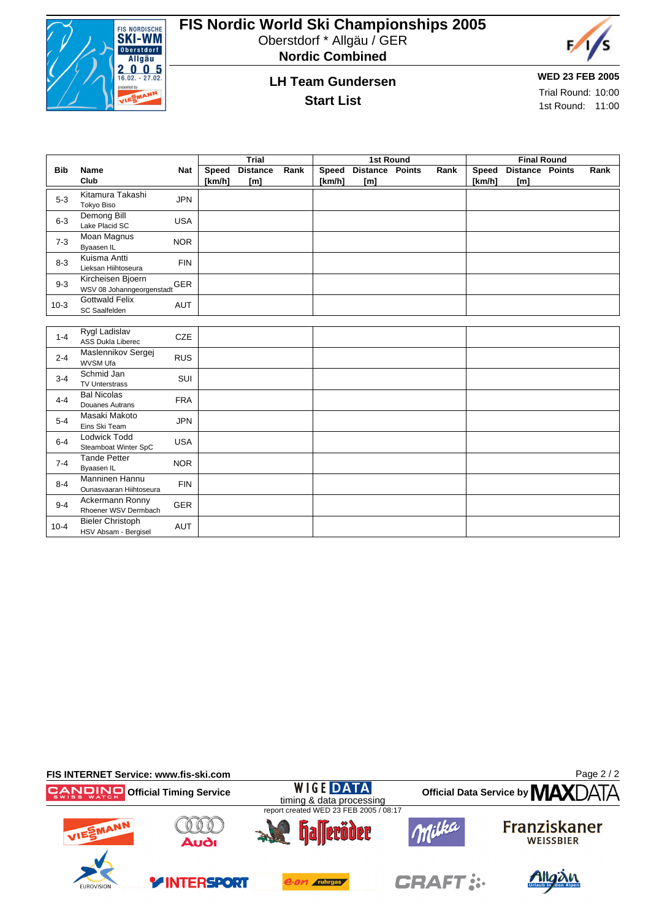# FIS Nordic World Ski Championships 2005

Oberstdorf * Allgäu / GER

**Nordic Combined**

## LH Team Gundersen

## Start List

**WED 23 FEB 2005**

Trial Round: 10:00

1st Round: 11:00

| Bib | Name / Club | Nat | Trial | | | 1st Round | | | | Final Round | | | |
|---|---|---|---|---|---|---|---|---|---|---|---|---|---|
| | | | Speed [km/h] | Distance [m] | Rank | Speed [km/h] | Distance [m] | Points | Rank | Speed [km/h] | Distance [m] | Points | Rank |
| 5-3 | Kitamura Takashi / Tokyo Biso | JPN | | | | | | | | | | | |
| 6-3 | Demong Bill / Lake Placid SC | USA | | | | | | | | | | | |
| 7-3 | Moan Magnus / Byaasen IL | NOR | | | | | | | | | | | |
| 8-3 | Kuisma Antti / Lieksan Hiihtoseura | FIN | | | | | | | | | | | |
| 9-3 | Kircheisen Bjoern / WSV 08 Johanngeorgenstadt | GER | | | | | | | | | | | |
| 10-3 | Gottwald Felix / SC Saalfelden | AUT | | | | | | | | | | | |
| 1-4 | Rygl Ladislav / ASS Dukla Liberec | CZE | | | | | | | | | | | |
| 2-4 | Maslennikov Sergej / WVSM Ufa | RUS | | | | | | | | | | | |
| 3-4 | Schmid Jan / TV Unterstrass | SUI | | | | | | | | | | | |
| 4-4 | Bal Nicolas / Douanes Autrans | FRA | | | | | | | | | | | |
| 5-4 | Masaki Makoto / Eins Ski Team | JPN | | | | | | | | | | | |
| 6-4 | Lodwick Todd / Steamboat Winter SpC | USA | | | | | | | | | | | |
| 7-4 | Tande Petter / Byaasen IL | NOR | | | | | | | | | | | |
| 8-4 | Manninen Hannu / Ounasvaaran Hiihtoseura | FIN | | | | | | | | | | | |
| 9-4 | Ackermann Ronny / Rhoener WSV Dermbach | GER | | | | | | | | | | | |
| 10-4 | Bieler Christoph / HSV Absam - Bergisel | AUT | | | | | | | | | | | |

FIS INTERNET Service: www.fis-ski.com

CANDINO Official Timing Service

WIGE DATA timing & data processing

report created WED 23 FEB 2005 / 08:17

Official Data Service by MAXDATA